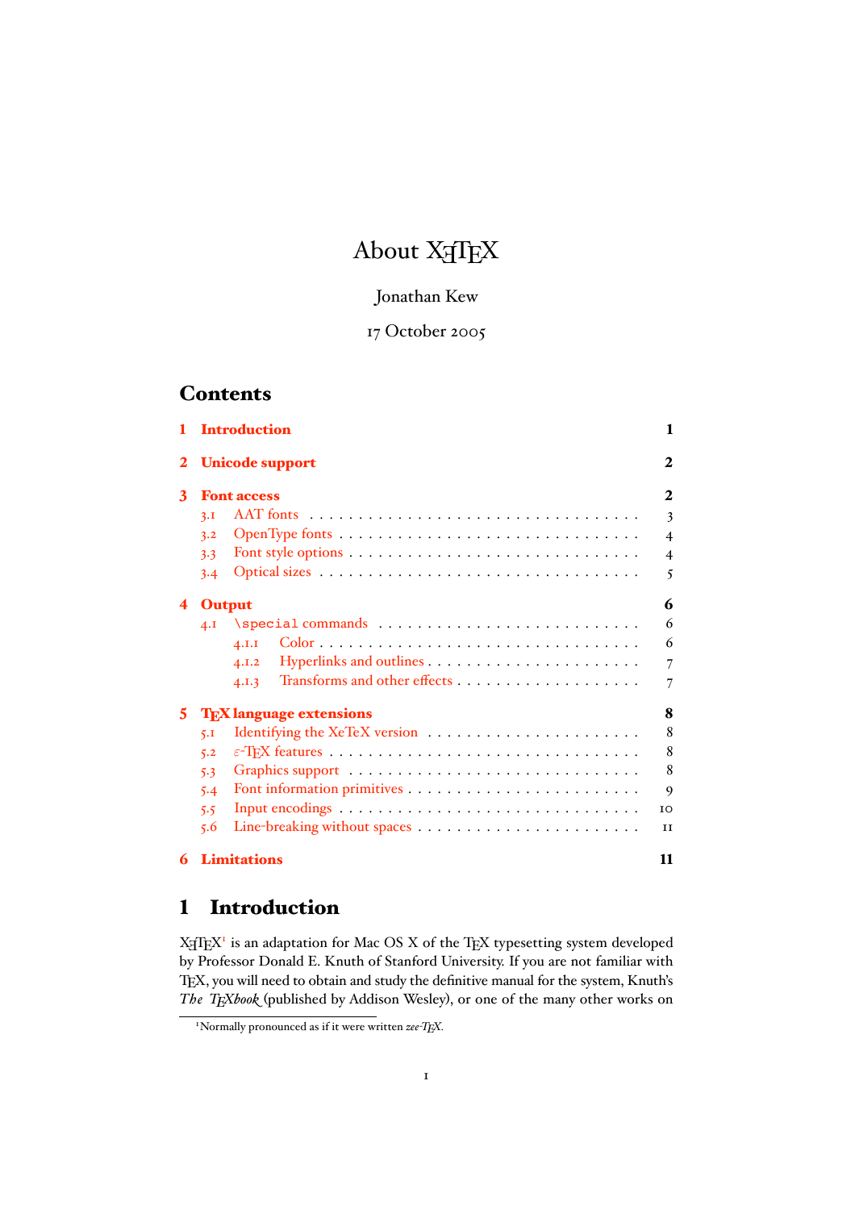# About XƎTEX

Jonathan Kew

17 October 2005

## Contents

1 Introduction — 1

2 Unicode support — 2

3 Font access — 2
- 3.1 AAT fonts — 3
- 3.2 OpenType fonts — 4
- 3.3 Font style options — 4
- 3.4 Optical sizes — 5

4 Output — 6
- 4.1 `\special` commands — 6
  - 4.1.1 Color — 6
  - 4.1.2 Hyperlinks and outlines — 7
  - 4.1.3 Transforms and other effects — 7

5 TEX language extensions — 8
- 5.1 Identifying the XeTeX version — 8
- 5.2 ε-TEX features — 8
- 5.3 Graphics support — 8
- 5.4 Font information primitives — 9
- 5.5 Input encodings — 10
- 5.6 Line-breaking without spaces — 11

6 Limitations — 11

## 1 Introduction

XƎTEX[1] is an adaptation for Mac OS X of the TEX typesetting system developed by Professor Donald E. Knuth of Stanford University. If you are not familiar with TEX, you will need to obtain and study the definitive manual for the system, Knuth's *The TEXbook* (published by Addison Wesley), or one of the many other works on

[1] Normally pronounced as if it were written *zee-TEX*.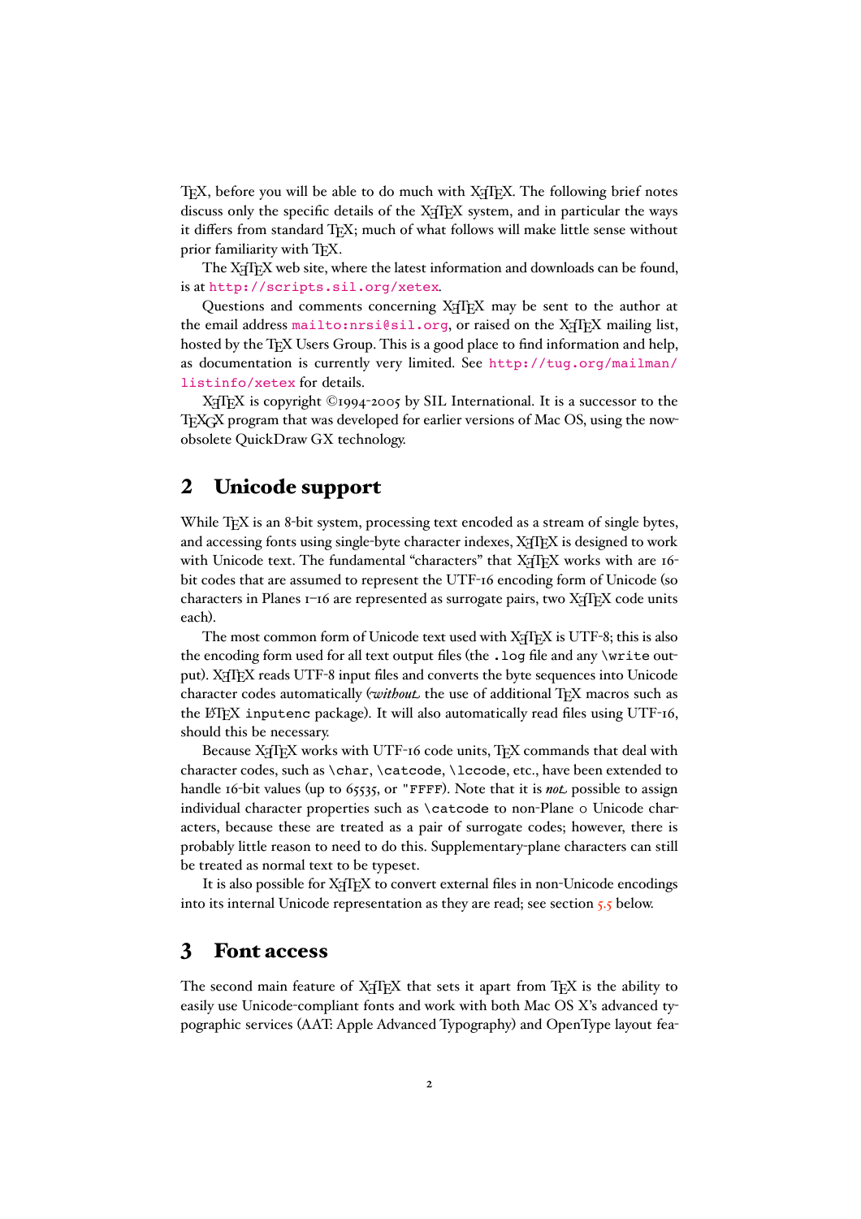TeX, before you will be able to do much with XeTeX. The following brief notes discuss only the specific details of the XeTeX system, and in particular the ways it differs from standard TeX; much of what follows will make little sense without prior familiarity with TeX.

The XeTeX web site, where the latest information and downloads can be found, is at `http://scripts.sil.org/xetex`.

Questions and comments concerning XeTeX may be sent to the author at the email address `mailto:nrsi@sil.org`, or raised on the XeTeX mailing list, hosted by the TeX Users Group. This is a good place to find information and help, as documentation is currently very limited. See `http://tug.org/mailman/listinfo/xetex` for details.

XeTeX is copyright ©1994-2005 by SIL International. It is a successor to the TeXGX program that was developed for earlier versions of Mac OS, using the now-obsolete QuickDraw GX technology.

## 2 Unicode support

While TeX is an 8-bit system, processing text encoded as a stream of single bytes, and accessing fonts using single-byte character indexes, XeTeX is designed to work with Unicode text. The fundamental "characters" that XeTeX works with are 16-bit codes that are assumed to represent the UTF-16 encoding form of Unicode (so characters in Planes 1–16 are represented as surrogate pairs, two XeTeX code units each).

The most common form of Unicode text used with XeTeX is UTF-8; this is also the encoding form used for all text output files (the `.log` file and any `\write` output). XeTeX reads UTF-8 input files and converts the byte sequences into Unicode character codes automatically (*without* the use of additional TeX macros such as the LaTeX `inputenc` package). It will also automatically read files using UTF-16, should this be necessary.

Because XeTeX works with UTF-16 code units, TeX commands that deal with character codes, such as `\char`, `\catcode`, `\lccode`, etc., have been extended to handle 16-bit values (up to 65535, or `"FFFF`). Note that it is *not* possible to assign individual character properties such as `\catcode` to non-Plane 0 Unicode characters, because these are treated as a pair of surrogate codes; however, there is probably little reason to need to do this. Supplementary-plane characters can still be treated as normal text to be typeset.

It is also possible for XeTeX to convert external files in non-Unicode encodings into its internal Unicode representation as they are read; see section 5.5 below.

## 3 Font access

The second main feature of XeTeX that sets it apart from TeX is the ability to easily use Unicode-compliant fonts and work with both Mac OS X's advanced typographic services (AAT: Apple Advanced Typography) and OpenType layout fea-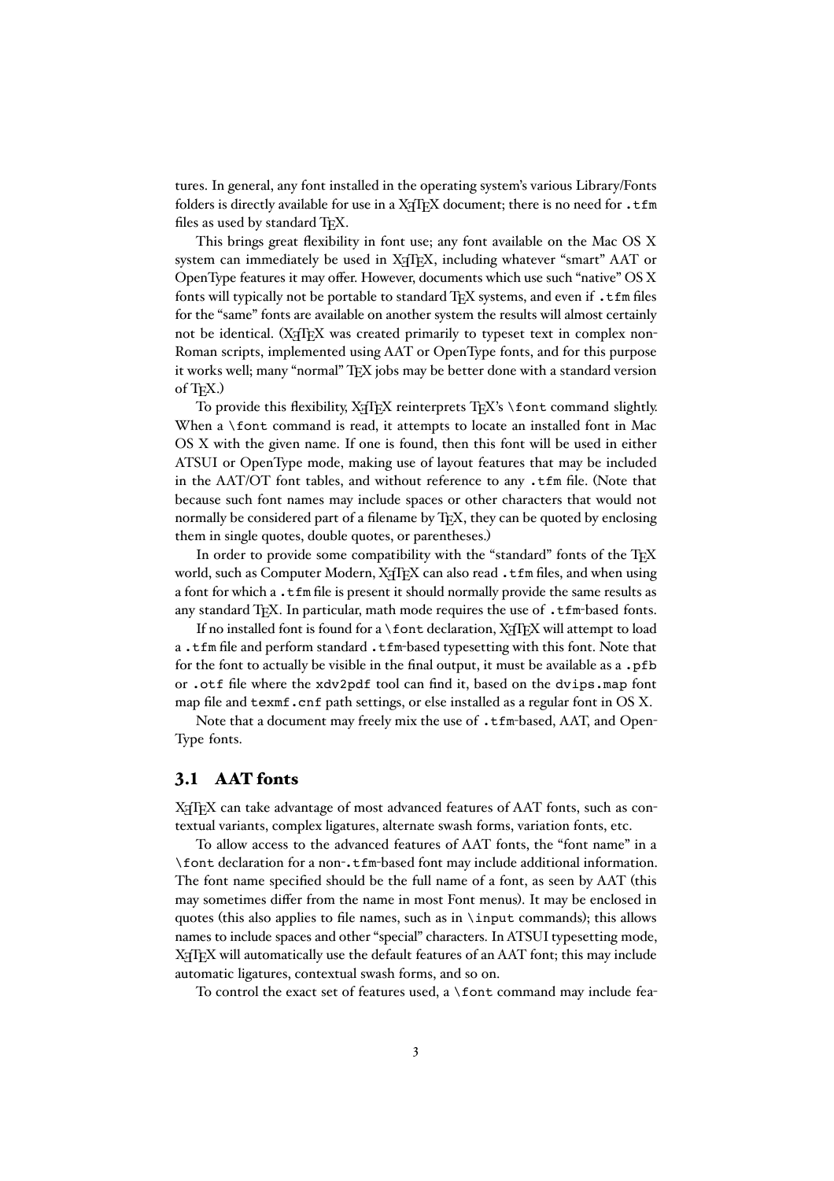tures. In general, any font installed in the operating system's various Library/Fonts folders is directly available for use in a XeTeX document; there is no need for `.tfm` files as used by standard TeX.

This brings great flexibility in font use; any font available on the Mac OS X system can immediately be used in XeTeX, including whatever "smart" AAT or OpenType features it may offer. However, documents which use such "native" OS X fonts will typically not be portable to standard TeX systems, and even if `.tfm` files for the "same" fonts are available on another system the results will almost certainly not be identical. (XeTeX was created primarily to typeset text in complex non-Roman scripts, implemented using AAT or OpenType fonts, and for this purpose it works well; many "normal" TeX jobs may be better done with a standard version of TeX.)

To provide this flexibility, XeTeX reinterprets TeX's `\font` command slightly. When a `\font` command is read, it attempts to locate an installed font in Mac OS X with the given name. If one is found, then this font will be used in either ATSUI or OpenType mode, making use of layout features that may be included in the AAT/OT font tables, and without reference to any `.tfm` file. (Note that because such font names may include spaces or other characters that would not normally be considered part of a filename by TeX, they can be quoted by enclosing them in single quotes, double quotes, or parentheses.)

In order to provide some compatibility with the "standard" fonts of the TeX world, such as Computer Modern, XeTeX can also read `.tfm` files, and when using a font for which a `.tfm` file is present it should normally provide the same results as any standard TeX. In particular, math mode requires the use of `.tfm`-based fonts.

If no installed font is found for a `\font` declaration, XeTeX will attempt to load a `.tfm` file and perform standard `.tfm`-based typesetting with this font. Note that for the font to actually be visible in the final output, it must be available as a `.pfb` or `.otf` file where the `xdv2pdf` tool can find it, based on the `dvips.map` font map file and `texmf.cnf` path settings, or else installed as a regular font in OS X.

Note that a document may freely mix the use of `.tfm`-based, AAT, and OpenType fonts.

## 3.1 AAT fonts

XeTeX can take advantage of most advanced features of AAT fonts, such as contextual variants, complex ligatures, alternate swash forms, variation fonts, etc.

To allow access to the advanced features of AAT fonts, the "font name" in a `\font` declaration for a non-`.tfm`-based font may include additional information. The font name specified should be the full name of a font, as seen by AAT (this may sometimes differ from the name in most Font menus). It may be enclosed in quotes (this also applies to file names, such as in `\input` commands); this allows names to include spaces and other "special" characters. In ATSUI typesetting mode, XeTeX will automatically use the default features of an AAT font; this may include automatic ligatures, contextual swash forms, and so on.

To control the exact set of features used, a `\font` command may include fea-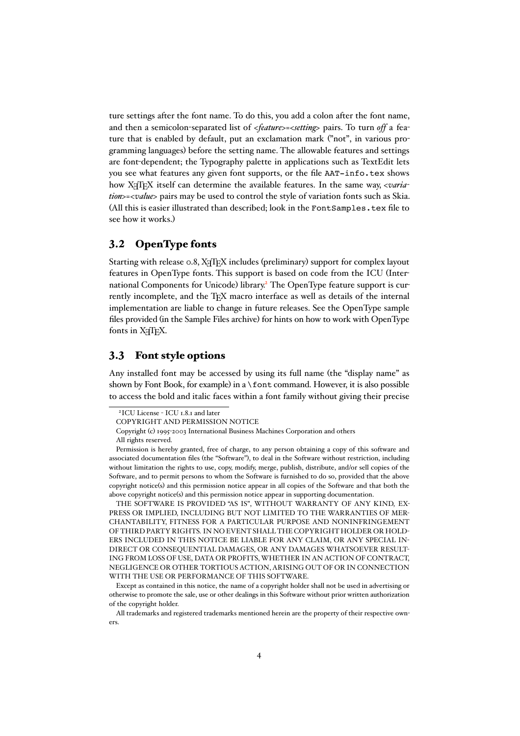ture settings after the font name. To do this, you add a colon after the font name, and then a semicolon-separated list of *<feature>*=*<setting>* pairs. To turn *off* a feature that is enabled by default, put an exclamation mark ("not", in various programming languages) before the setting name. The allowable features and settings are font-dependent; the Typography palette in applications such as TextEdit lets you see what features any given font supports, or the file `AAT-info.tex` shows how XeTeX itself can determine the available features. In the same way, *<variation>*=*<value>* pairs may be used to control the style of variation fonts such as Skia. (All this is easier illustrated than described; look in the `FontSamples.tex` file to see how it works.)

## 3.2 OpenType fonts

Starting with release 0.8, XeTeX includes (preliminary) support for complex layout features in OpenType fonts. This support is based on code from the ICU (International Components for Unicode) library.[2] The OpenType feature support is currently incomplete, and the TeX macro interface as well as details of the internal implementation are liable to change in future releases. See the OpenType sample files provided (in the Sample Files archive) for hints on how to work with OpenType fonts in XeTeX.

## 3.3 Font style options

Any installed font may be accessed by using its full name (the "display name" as shown by Font Book, for example) in a `\font` command. However, it is also possible to access the bold and italic faces within a font family without giving their precise

---

[2] ICU License - ICU 1.8.1 and later

COPYRIGHT AND PERMISSION NOTICE

Copyright (c) 1995-2003 International Business Machines Corporation and others

All rights reserved.

Permission is hereby granted, free of charge, to any person obtaining a copy of this software and associated documentation files (the "Software"), to deal in the Software without restriction, including without limitation the rights to use, copy, modify, merge, publish, distribute, and/or sell copies of the Software, and to permit persons to whom the Software is furnished to do so, provided that the above copyright notice(s) and this permission notice appear in all copies of the Software and that both the above copyright notice(s) and this permission notice appear in supporting documentation.

THE SOFTWARE IS PROVIDED "AS IS", WITHOUT WARRANTY OF ANY KIND, EXPRESS OR IMPLIED, INCLUDING BUT NOT LIMITED TO THE WARRANTIES OF MERCHANTABILITY, FITNESS FOR A PARTICULAR PURPOSE AND NONINFRINGEMENT OF THIRD PARTY RIGHTS. IN NO EVENT SHALL THE COPYRIGHT HOLDER OR HOLDERS INCLUDED IN THIS NOTICE BE LIABLE FOR ANY CLAIM, OR ANY SPECIAL INDIRECT OR CONSEQUENTIAL DAMAGES, OR ANY DAMAGES WHATSOEVER RESULTING FROM LOSS OF USE, DATA OR PROFITS, WHETHER IN AN ACTION OF CONTRACT, NEGLIGENCE OR OTHER TORTIOUS ACTION, ARISING OUT OF OR IN CONNECTION WITH THE USE OR PERFORMANCE OF THIS SOFTWARE.

Except as contained in this notice, the name of a copyright holder shall not be used in advertising or otherwise to promote the sale, use or other dealings in this Software without prior written authorization of the copyright holder.

All trademarks and registered trademarks mentioned herein are the property of their respective owners.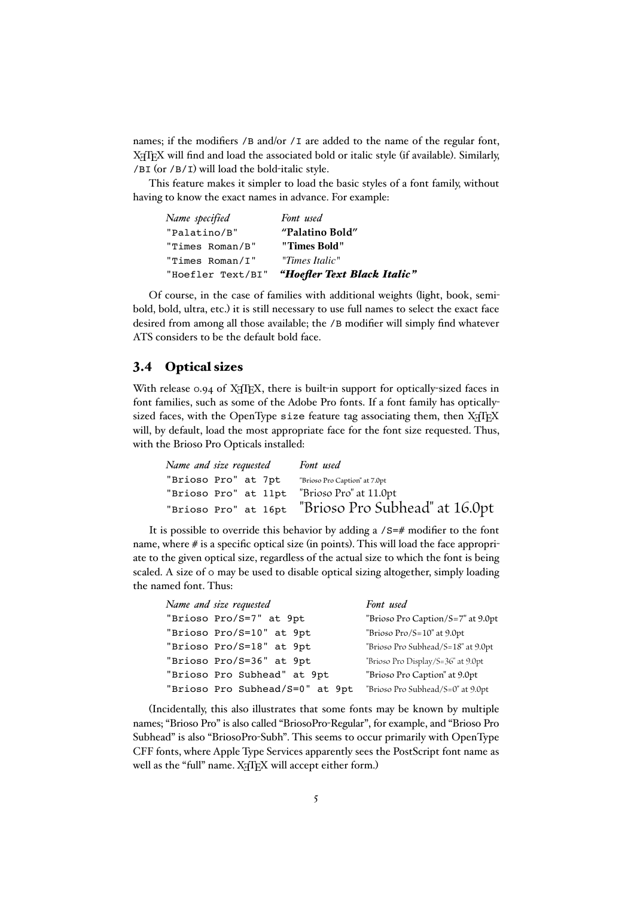names; if the modifiers `/B` and/or `/I` are added to the name of the regular font, XƎTEX will find and load the associated bold or italic style (if available). Similarly, `/BI` (or `/B/I`) will load the bold-italic style.

This feature makes it simpler to load the basic styles of a font family, without having to know the exact names in advance. For example:

| *Name specified* | *Font used* |
|---|---|
| `"Palatino/B"` | **"Palatino Bold"** |
| `"Times Roman/B"` | **"Times Bold"** |
| `"Times Roman/I"` | *"Times Italic"* |
| `"Hoefler Text/BI"` | ***"Hoefler Text Black Italic"*** |

Of course, in the case of families with additional weights (light, book, semibold, bold, ultra, etc.) it is still necessary to use full names to select the exact face desired from among all those available; the `/B` modifier will simply find whatever ATS considers to be the default bold face.

## 3.4 Optical sizes

With release 0.94 of XƎTEX, there is built-in support for optically-sized faces in font families, such as some of the Adobe Pro fonts. If a font family has optically-sized faces, with the OpenType `size` feature tag associating them, then XƎTEX will, by default, load the most appropriate face for the font size requested. Thus, with the Brioso Pro Opticals installed:

| *Name and size requested* | *Font used* |
|---|---|
| `"Brioso Pro" at 7pt` | "Brioso Pro Caption" at 7.0pt |
| `"Brioso Pro" at 11pt` | "Brioso Pro" at 11.0pt |
| `"Brioso Pro" at 16pt` | "Brioso Pro Subhead" at 16.0pt |

It is possible to override this behavior by adding a `/S=#` modifier to the font name, where # is a specific optical size (in points). This will load the face appropriate to the given optical size, regardless of the actual size to which the font is being scaled. A size of 0 may be used to disable optical sizing altogether, simply loading the named font. Thus:

| *Name and size requested* | *Font used* |
|---|---|
| `"Brioso Pro/S=7" at 9pt` | "Brioso Pro Caption/S=7" at 9.0pt |
| `"Brioso Pro/S=10" at 9pt` | "Brioso Pro/S=10" at 9.0pt |
| `"Brioso Pro/S=18" at 9pt` | "Brioso Pro Subhead/S=18" at 9.0pt |
| `"Brioso Pro/S=36" at 9pt` | "Brioso Pro Display/S=36" at 9.0pt |
| `"Brioso Pro Subhead" at 9pt` | "Brioso Pro Caption" at 9.0pt |
| `"Brioso Pro Subhead/S=0" at 9pt` | "Brioso Pro Subhead/S=0" at 9.0pt |

(Incidentally, this also illustrates that some fonts may be known by multiple names; "Brioso Pro" is also called "BriosoPro-Regular", for example, and "Brioso Pro Subhead" is also "BriosoPro-Subh". This seems to occur primarily with OpenType CFF fonts, where Apple Type Services apparently sees the PostScript font name as well as the "full" name. XƎTEX will accept either form.)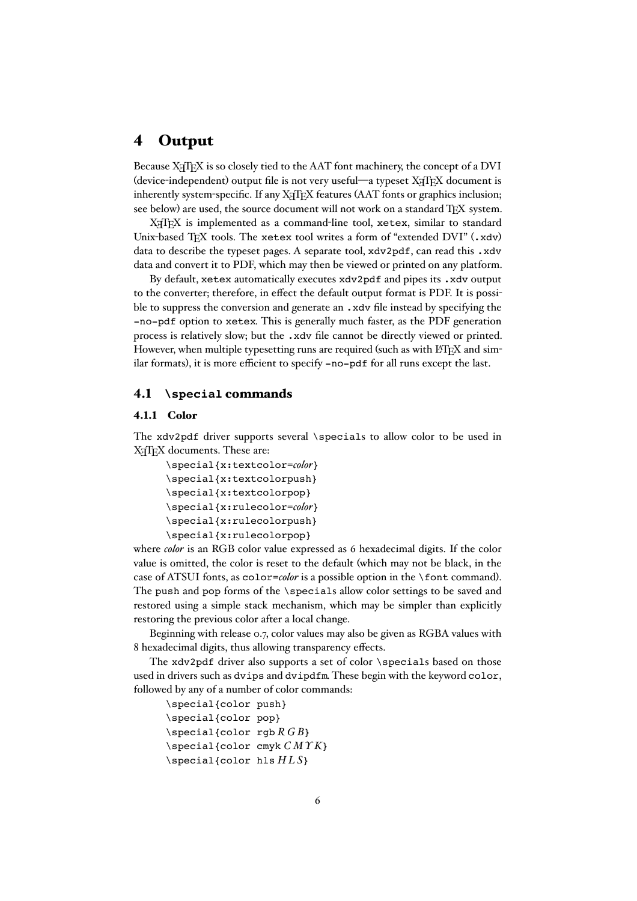# 4 Output

Because XeTeX is so closely tied to the AAT font machinery, the concept of a DVI (device-independent) output file is not very useful—a typeset XeTeX document is inherently system-specific. If any XeTeX features (AAT fonts or graphics inclusion; see below) are used, the source document will not work on a standard TeX system.

XeTeX is implemented as a command-line tool, `xetex`, similar to standard Unix-based TeX tools. The `xetex` tool writes a form of "extended DVI" (`.xdv`) data to describe the typeset pages. A separate tool, `xdv2pdf`, can read this `.xdv` data and convert it to PDF, which may then be viewed or printed on any platform.

By default, `xetex` automatically executes `xdv2pdf` and pipes its `.xdv` output to the converter; therefore, in effect the default output format is PDF. It is possible to suppress the conversion and generate an `.xdv` file instead by specifying the `-no-pdf` option to `xetex`. This is generally much faster, as the PDF generation process is relatively slow; but the `.xdv` file cannot be directly viewed or printed. However, when multiple typesetting runs are required (such as with LaTeX and similar formats), it is more efficient to specify `-no-pdf` for all runs except the last.

## 4.1 `\special` commands

### 4.1.1 Color

The `xdv2pdf` driver supports several `\special`s to allow color to be used in XeTeX documents. These are:

```
\special{x:textcolor=color}
\special{x:textcolorpush}
\special{x:textcolorpop}
\special{x:rulecolor=color}
\special{x:rulecolorpush}
\special{x:rulecolorpop}
```

where *color* is an RGB color value expressed as 6 hexadecimal digits. If the color value is omitted, the color is reset to the default (which may not be black, in the case of ATSUI fonts, as `color=`*color* is a possible option in the `\font` command). The `push` and `pop` forms of the `\special`s allow color settings to be saved and restored using a simple stack mechanism, which may be simpler than explicitly restoring the previous color after a local change.

Beginning with release 0.7, color values may also be given as RGBA values with 8 hexadecimal digits, thus allowing transparency effects.

The `xdv2pdf` driver also supports a set of color `\special`s based on those used in drivers such as `dvips` and `dvipdfm`. These begin with the keyword `color`, followed by any of a number of color commands:

```
\special{color push}
\special{color pop}
\special{color rgb R G B}
\special{color cmyk C M Y K}
\special{color hls H L S}
```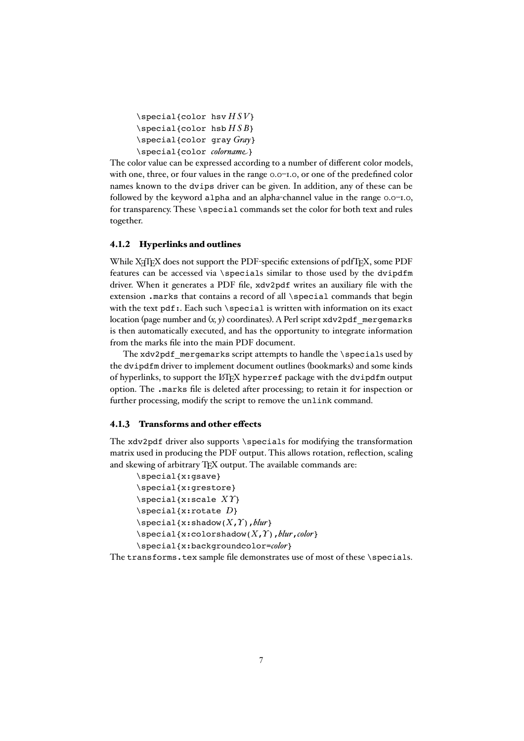```
\special{color hsv H S V}
\special{color hsb H S B}
\special{color gray Gray}
\special{color colorname}
```

The color value can be expressed according to a number of different color models, with one, three, or four values in the range 0.0–1.0, or one of the predefined color names known to the `dvips` driver can be given. In addition, any of these can be followed by the keyword `alpha` and an alpha-channel value in the range 0.0–1.0, for transparency. These `\special` commands set the color for both text and rules together.

### 4.1.2 Hyperlinks and outlines

While XeTeX does not support the PDF-specific extensions of pdfTeX, some PDF features can be accessed via `\special`s similar to those used by the `dvipdfm` driver. When it generates a PDF file, `xdv2pdf` writes an auxiliary file with the extension `.marks` that contains a record of all `\special` commands that begin with the text `pdf:`. Each such `\special` is written with information on its exact location (page number and (*x*, *y*) coordinates). A Perl script `xdv2pdf_mergemarks` is then automatically executed, and has the opportunity to integrate information from the marks file into the main PDF document.

The `xdv2pdf_mergemarks` script attempts to handle the `\special`s used by the `dvipdfm` driver to implement document outlines (bookmarks) and some kinds of hyperlinks, to support the LaTeX `hyperref` package with the `dvipdfm` output option. The `.marks` file is deleted after processing; to retain it for inspection or further processing, modify the script to remove the `unlink` command.

### 4.1.3 Transforms and other effects

The `xdv2pdf` driver also supports `\special`s for modifying the transformation matrix used in producing the PDF output. This allows rotation, reflection, scaling and skewing of arbitrary TeX output. The available commands are:

```
\special{x:gsave}
\special{x:grestore}
\special{x:scale X Y}
\special{x:rotate D}
\special{x:shadow(X,Y),blur}
\special{x:colorshadow(X,Y),blur,color}
\special{x:backgroundcolor=color}
```

The `transforms.tex` sample file demonstrates use of most of these `\special`s.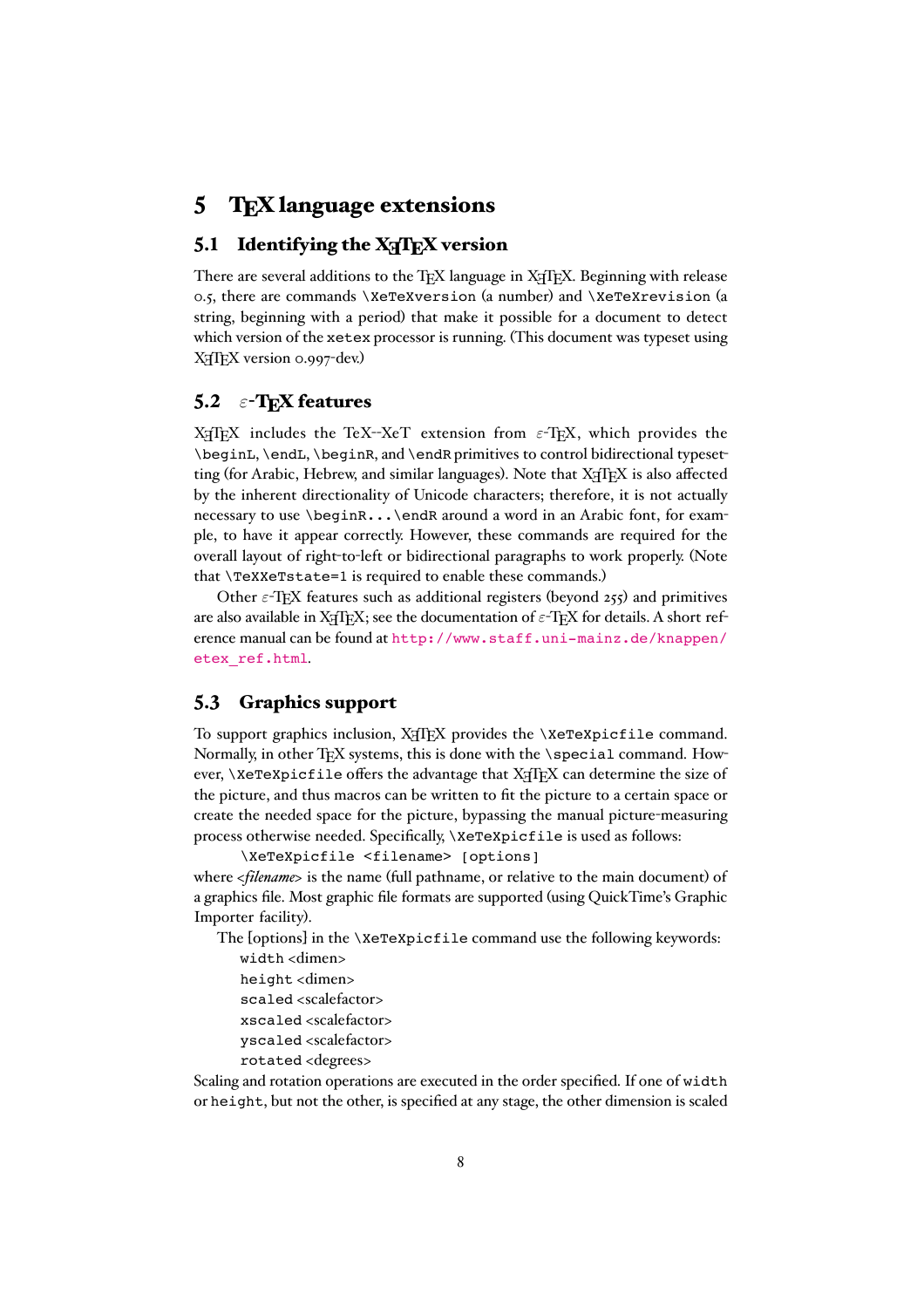# 5 TEX language extensions

## 5.1 Identifying the XeTeX version

There are several additions to the TeX language in XeTeX. Beginning with release 0.5, there are commands `\XeTeXversion` (a number) and `\XeTeXrevision` (a string, beginning with a period) that make it possible for a document to detect which version of the `xetex` processor is running. (This document was typeset using XeTeX version 0.997-dev.)

## 5.2 ε-TEX features

XeTeX includes the TeX--XeT extension from ε-TeX, which provides the `\beginL`, `\endL`, `\beginR`, and `\endR` primitives to control bidirectional typesetting (for Arabic, Hebrew, and similar languages). Note that XeTeX is also affected by the inherent directionality of Unicode characters; therefore, it is not actually necessary to use `\beginR...\endR` around a word in an Arabic font, for example, to have it appear correctly. However, these commands are required for the overall layout of right-to-left or bidirectional paragraphs to work properly. (Note that `\TeXXeTstate=1` is required to enable these commands.)

Other ε-TeX features such as additional registers (beyond 255) and primitives are also available in XeTeX; see the documentation of ε-TeX for details. A short reference manual can be found at http://www.staff.uni-mainz.de/knappen/etex_ref.html.

## 5.3 Graphics support

To support graphics inclusion, XeTeX provides the `\XeTeXpicfile` command. Normally, in other TeX systems, this is done with the `\special` command. However, `\XeTeXpicfile` offers the advantage that XeTeX can determine the size of the picture, and thus macros can be written to fit the picture to a certain space or create the needed space for the picture, bypassing the manual picture-measuring process otherwise needed. Specifically, `\XeTeXpicfile` is used as follows:

```
\XeTeXpicfile <filename> [options]
```

where *<filename>* is the name (full pathname, or relative to the main document) of a graphics file. Most graphic file formats are supported (using QuickTime's Graphic Importer facility).

The [options] in the `\XeTeXpicfile` command use the following keywords:

`width` <dimen>
`height` <dimen>
`scaled` <scalefactor>
`xscaled` <scalefactor>
`yscaled` <scalefactor>
`rotated` <degrees>

Scaling and rotation operations are executed in the order specified. If one of `width` or `height`, but not the other, is specified at any stage, the other dimension is scaled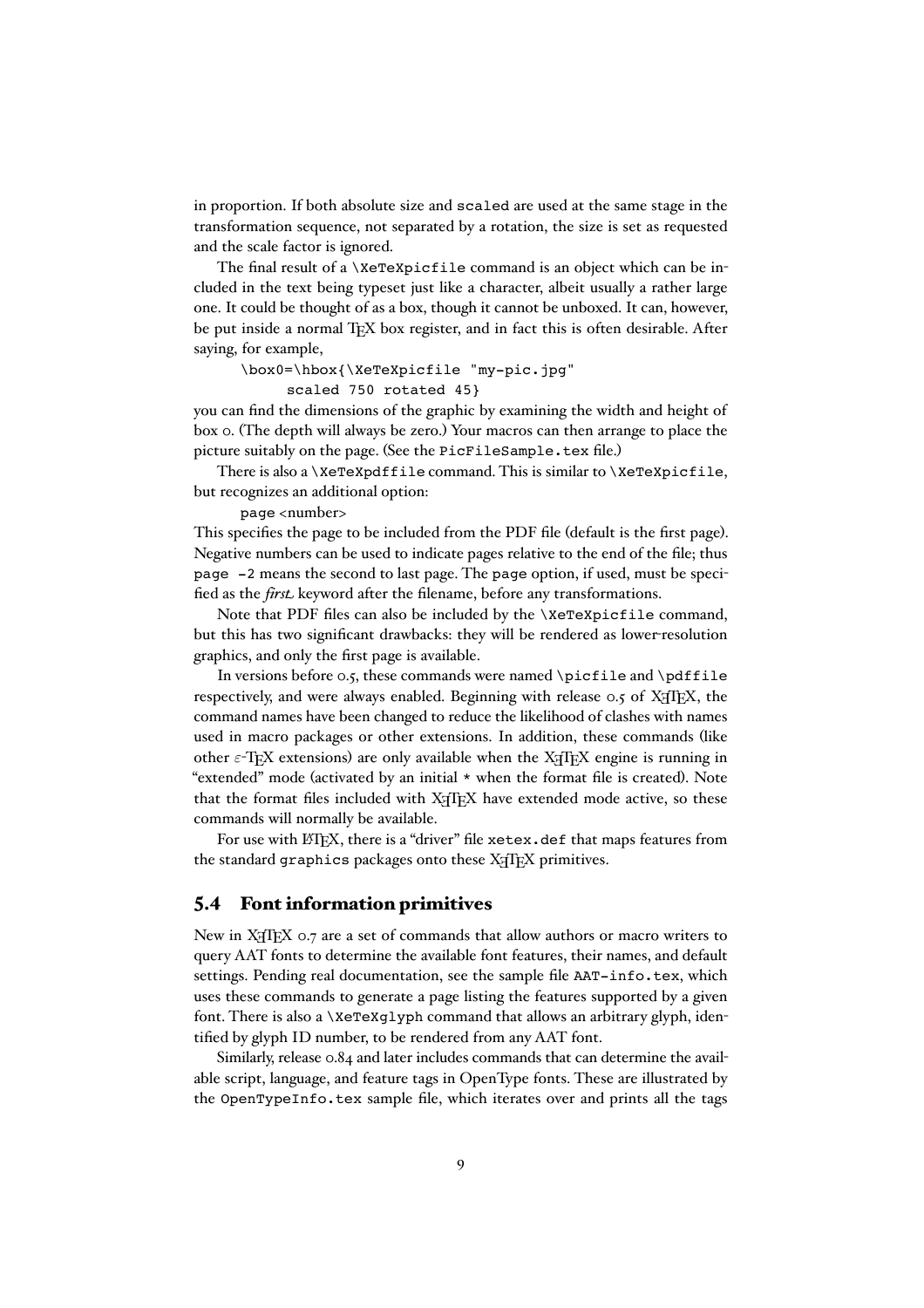in proportion. If both absolute size and `scaled` are used at the same stage in the transformation sequence, not separated by a rotation, the size is set as requested and the scale factor is ignored.

The final result of a `\XeTeXpicfile` command is an object which can be included in the text being typeset just like a character, albeit usually a rather large one. It could be thought of as a box, though it cannot be unboxed. It can, however, be put inside a normal TeX box register, and in fact this is often desirable. After saying, for example,

```
\box0=\hbox{\XeTeXpicfile "my-pic.jpg"
      scaled 750 rotated 45}
```

you can find the dimensions of the graphic by examining the width and height of box 0. (The depth will always be zero.) Your macros can then arrange to place the picture suitably on the page. (See the `PicFileSample.tex` file.)

There is also a `\XeTeXpdffile` command. This is similar to `\XeTeXpicfile`, but recognizes an additional option:

`page` <number>

This specifies the page to be included from the PDF file (default is the first page). Negative numbers can be used to indicate pages relative to the end of the file; thus `page -2` means the second to last page. The `page` option, if used, must be specified as the *first* keyword after the filename, before any transformations.

Note that PDF files can also be included by the `\XeTeXpicfile` command, but this has two significant drawbacks: they will be rendered as lower-resolution graphics, and only the first page is available.

In versions before 0.5, these commands were named `\picfile` and `\pdffile` respectively, and were always enabled. Beginning with release 0.5 of XeTeX, the command names have been changed to reduce the likelihood of clashes with names used in macro packages or other extensions. In addition, these commands (like other ε-TeX extensions) are only available when the XeTeX engine is running in "extended" mode (activated by an initial `*` when the format file is created). Note that the format files included with XeTeX have extended mode active, so these commands will normally be available.

For use with LaTeX, there is a "driver" file `xetex.def` that maps features from the standard `graphics` packages onto these XeTeX primitives.

## 5.4 Font information primitives

New in XeTeX 0.7 are a set of commands that allow authors or macro writers to query AAT fonts to determine the available font features, their names, and default settings. Pending real documentation, see the sample file `AAT-info.tex`, which uses these commands to generate a page listing the features supported by a given font. There is also a `\XeTeXglyph` command that allows an arbitrary glyph, identified by glyph ID number, to be rendered from any AAT font.

Similarly, release 0.84 and later includes commands that can determine the available script, language, and feature tags in OpenType fonts. These are illustrated by the `OpenTypeInfo.tex` sample file, which iterates over and prints all the tags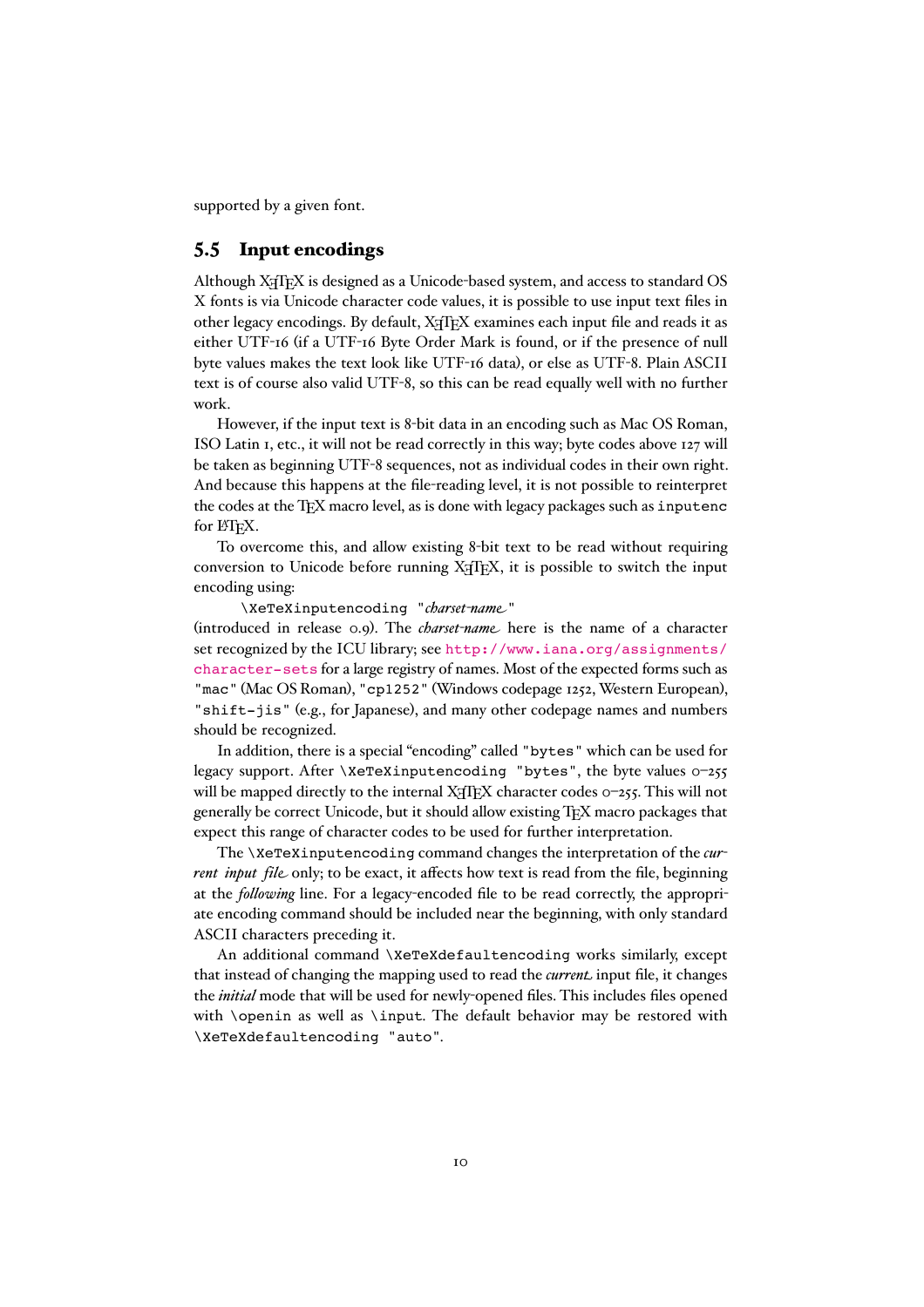supported by a given font.

## 5.5 Input encodings

Although XeTeX is designed as a Unicode-based system, and access to standard OS X fonts is via Unicode character code values, it is possible to use input text files in other legacy encodings. By default, XeTeX examines each input file and reads it as either UTF-16 (if a UTF-16 Byte Order Mark is found, or if the presence of null byte values makes the text look like UTF-16 data), or else as UTF-8. Plain ASCII text is of course also valid UTF-8, so this can be read equally well with no further work.

However, if the input text is 8-bit data in an encoding such as Mac OS Roman, ISO Latin 1, etc., it will not be read correctly in this way; byte codes above 127 will be taken as beginning UTF-8 sequences, not as individual codes in their own right. And because this happens at the file-reading level, it is not possible to reinterpret the codes at the TeX macro level, as is done with legacy packages such as `inputenc` for LaTeX.

To overcome this, and allow existing 8-bit text to be read without requiring conversion to Unicode before running XeTeX, it is possible to switch the input encoding using:

`\XeTeXinputencoding "`*charset-name*`"`

(introduced in release 0.9). The *charset-name* here is the name of a character set recognized by the ICU library; see `http://www.iana.org/assignments/character-sets` for a large registry of names. Most of the expected forms such as `"mac"` (Mac OS Roman), `"cp1252"` (Windows codepage 1252, Western European), `"shift-jis"` (e.g., for Japanese), and many other codepage names and numbers should be recognized.

In addition, there is a special "encoding" called `"bytes"` which can be used for legacy support. After `\XeTeXinputencoding "bytes"`, the byte values 0–255 will be mapped directly to the internal XeTeX character codes 0–255. This will not generally be correct Unicode, but it should allow existing TeX macro packages that expect this range of character codes to be used for further interpretation.

The `\XeTeXinputencoding` command changes the interpretation of the *current input file* only; to be exact, it affects how text is read from the file, beginning at the *following* line. For a legacy-encoded file to be read correctly, the appropriate encoding command should be included near the beginning, with only standard ASCII characters preceding it.

An additional command `\XeTeXdefaultencoding` works similarly, except that instead of changing the mapping used to read the *current* input file, it changes the *initial* mode that will be used for newly-opened files. This includes files opened with `\openin` as well as `\input`. The default behavior may be restored with `\XeTeXdefaultencoding "auto"`.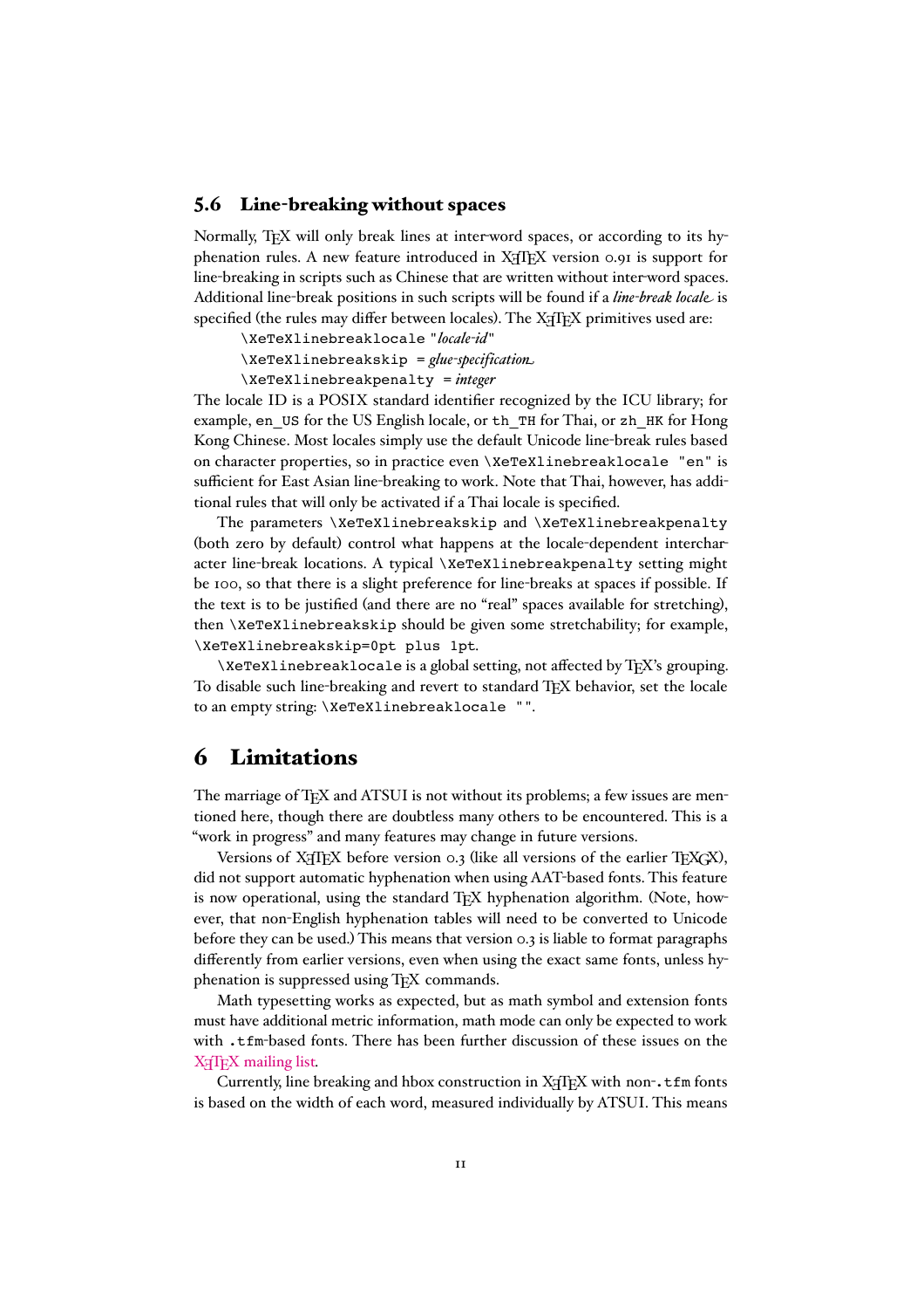### 5.6 Line-breaking without spaces

Normally, TEX will only break lines at inter-word spaces, or according to its hyphenation rules. A new feature introduced in XeTeX version 0.91 is support for line-breaking in scripts such as Chinese that are written without inter-word spaces. Additional line-break positions in such scripts will be found if a *line-break locale* is specified (the rules may differ between locales). The XeTeX primitives used are:

`\XeTeXlinebreaklocale "`*locale-id*`"`
`\XeTeXlinebreakskip =` *glue-specification*
`\XeTeXlinebreakpenalty =` *integer*

The locale ID is a POSIX standard identifier recognized by the ICU library; for example, `en_US` for the US English locale, or `th_TH` for Thai, or `zh_HK` for Hong Kong Chinese. Most locales simply use the default Unicode line-break rules based on character properties, so in practice even `\XeTeXlinebreaklocale "en"` is sufficient for East Asian line-breaking to work. Note that Thai, however, has additional rules that will only be activated if a Thai locale is specified.

The parameters `\XeTeXlinebreakskip` and `\XeTeXlinebreakpenalty` (both zero by default) control what happens at the locale-dependent intercharacter line-break locations. A typical `\XeTeXlinebreakpenalty` setting might be 100, so that there is a slight preference for line-breaks at spaces if possible. If the text is to be justified (and there are no "real" spaces available for stretching), then `\XeTeXlinebreakskip` should be given some stretchability; for example, `\XeTeXlinebreakskip=0pt plus 1pt`.

`\XeTeXlinebreaklocale` is a global setting, not affected by TEX's grouping. To disable such line-breaking and revert to standard TEX behavior, set the locale to an empty string: `\XeTeXlinebreaklocale ""`.

## 6 Limitations

The marriage of TEX and ATSUI is not without its problems; a few issues are mentioned here, though there are doubtless many others to be encountered. This is a "work in progress" and many features may change in future versions.

Versions of XeTeX before version 0.3 (like all versions of the earlier TEXGX), did not support automatic hyphenation when using AAT-based fonts. This feature is now operational, using the standard TEX hyphenation algorithm. (Note, however, that non-English hyphenation tables will need to be converted to Unicode before they can be used.) This means that version 0.3 is liable to format paragraphs differently from earlier versions, even when using the exact same fonts, unless hyphenation is suppressed using TEX commands.

Math typesetting works as expected, but as math symbol and extension fonts must have additional metric information, math mode can only be expected to work with `.tfm`-based fonts. There has been further discussion of these issues on the XeTeX mailing list.

Currently, line breaking and hbox construction in XeTeX with non-`.tfm` fonts is based on the width of each word, measured individually by ATSUI. This means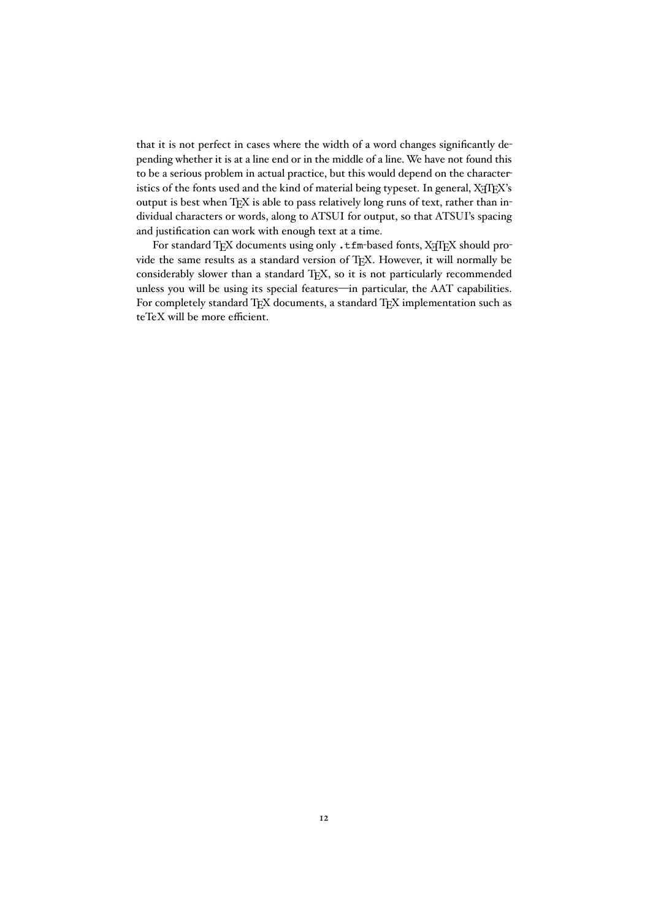that it is not perfect in cases where the width of a word changes significantly depending whether it is at a line end or in the middle of a line. We have not found this to be a serious problem in actual practice, but this would depend on the characteristics of the fonts used and the kind of material being typeset. In general, XeTeX's output is best when TeX is able to pass relatively long runs of text, rather than individual characters or words, along to ATSUI for output, so that ATSUI's spacing and justification can work with enough text at a time.

For standard TeX documents using only `.tfm`-based fonts, XeTeX should provide the same results as a standard version of TeX. However, it will normally be considerably slower than a standard TeX, so it is not particularly recommended unless you will be using its special features—in particular, the AAT capabilities. For completely standard TeX documents, a standard TeX implementation such as teTeX will be more efficient.